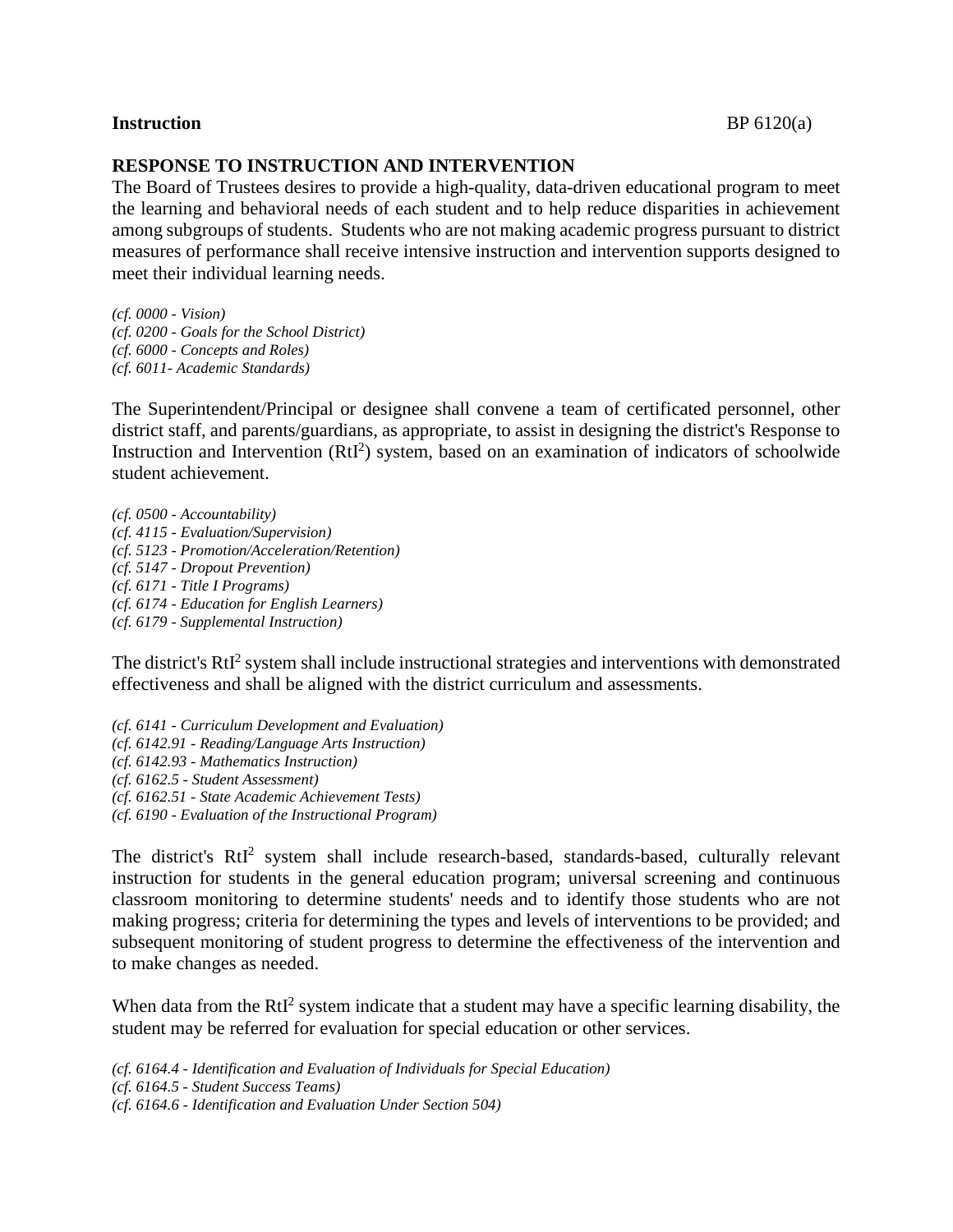**Instruction** BP 6120(a)

**RESPONSE TO INSTRUCTION AND INTERVENTION**

The Board of Trustees desires to provide a high-quality, data-driven educational program to meet the learning and behavioral needs of each student and to help reduce disparities in achievement among subgroups of students. Students who are not making academic progress pursuant to district measures of performance shall receive intensive instruction and intervention supports designed to meet their individual learning needs.

*(cf. 0000 - Vision)*
*(cf. 0200 - Goals for the School District)*
*(cf. 6000 - Concepts and Roles)*
*(cf. 6011- Academic Standards)*

The Superintendent/Principal or designee shall convene a team of certificated personnel, other district staff, and parents/guardians, as appropriate, to assist in designing the district's Response to Instruction and Intervention ($RtI^2$) system, based on an examination of indicators of schoolwide student achievement.

*(cf. 0500 - Accountability)*
*(cf. 4115 - Evaluation/Supervision)*
*(cf. 5123 - Promotion/Acceleration/Retention)*
*(cf. 5147 - Dropout Prevention)*
*(cf. 6171 - Title I Programs)*
*(cf. 6174 - Education for English Learners)*
*(cf. 6179 - Supplemental Instruction)*

The district's $RtI^2$ system shall include instructional strategies and interventions with demonstrated effectiveness and shall be aligned with the district curriculum and assessments.

*(cf. 6141 - Curriculum Development and Evaluation)*
*(cf. 6142.91 - Reading/Language Arts Instruction)*
*(cf. 6142.93 - Mathematics Instruction)*
*(cf. 6162.5 - Student Assessment)*
*(cf. 6162.51 - State Academic Achievement Tests)*
*(cf. 6190 - Evaluation of the Instructional Program)*

The district's $RtI^2$ system shall include research-based, standards-based, culturally relevant instruction for students in the general education program; universal screening and continuous classroom monitoring to determine students' needs and to identify those students who are not making progress; criteria for determining the types and levels of interventions to be provided; and subsequent monitoring of student progress to determine the effectiveness of the intervention and to make changes as needed.

When data from the $RtI^2$ system indicate that a student may have a specific learning disability, the student may be referred for evaluation for special education or other services.

*(cf. 6164.4 - Identification and Evaluation of Individuals for Special Education)*
*(cf. 6164.5 - Student Success Teams)*
*(cf. 6164.6 - Identification and Evaluation Under Section 504)*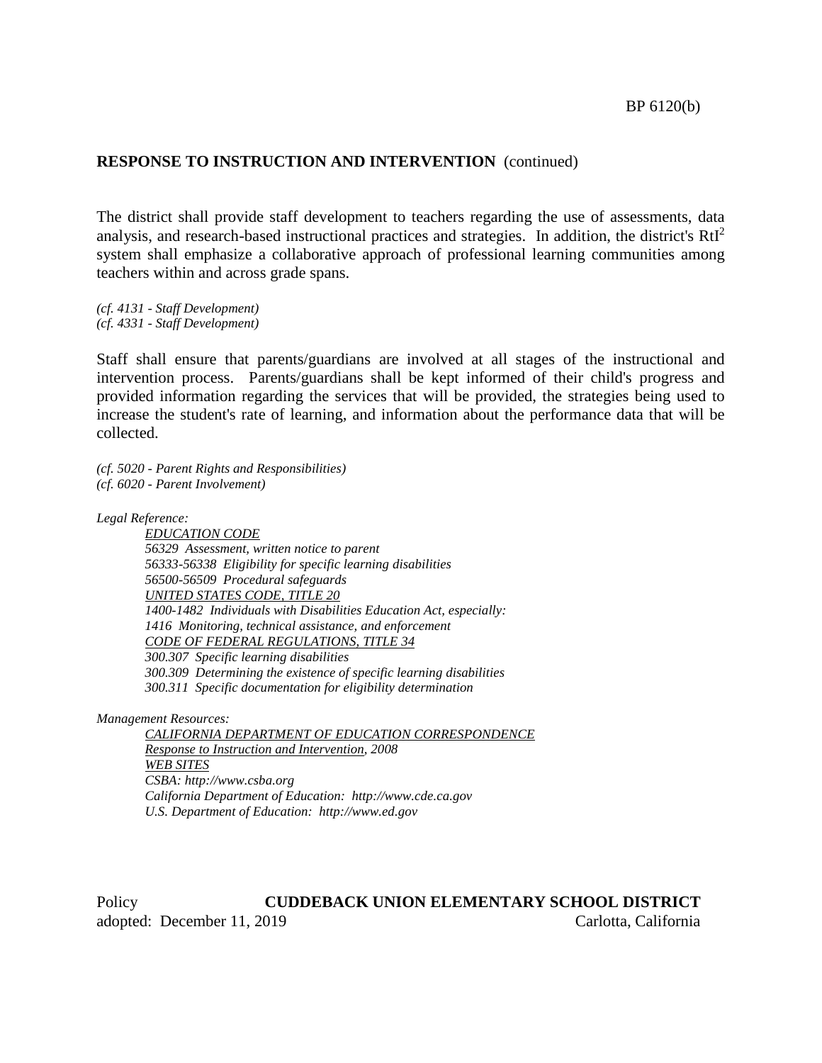**RESPONSE TO INSTRUCTION AND INTERVENTION** (continued)

The district shall provide staff development to teachers regarding the use of assessments, data analysis, and research-based instructional practices and strategies. In addition, the district's $RtI^2$ system shall emphasize a collaborative approach of professional learning communities among teachers within and across grade spans.

*(cf. 4131 - Staff Development)*
*(cf. 4331 - Staff Development)*

Staff shall ensure that parents/guardians are involved at all stages of the instructional and intervention process. Parents/guardians shall be kept informed of their child's progress and provided information regarding the services that will be provided, the strategies being used to increase the student's rate of learning, and information about the performance data that will be collected.

*(cf. 5020 - Parent Rights and Responsibilities)*
*(cf. 6020 - Parent Involvement)*

*Legal Reference:*

*EDUCATION CODE*
*56329 Assessment, written notice to parent*
*56333-56338 Eligibility for specific learning disabilities*
*56500-56509 Procedural safeguards*
*UNITED STATES CODE, TITLE 20*
*1400-1482 Individuals with Disabilities Education Act, especially:*
*1416 Monitoring, technical assistance, and enforcement*
*CODE OF FEDERAL REGULATIONS, TITLE 34*
*300.307 Specific learning disabilities*
*300.309 Determining the existence of specific learning disabilities*
*300.311 Specific documentation for eligibility determination*

*Management Resources:*

*CALIFORNIA DEPARTMENT OF EDUCATION CORRESPONDENCE*
*Response to Instruction and Intervention, 2008*
*WEB SITES*
*CSBA: http://www.csba.org*
*California Department of Education: http://www.cde.ca.gov*
*U.S. Department of Education: http://www.ed.gov*

Policy **CUDDEBACK UNION ELEMENTARY SCHOOL DISTRICT**
adopted: December 11, 2019 Carlotta, California